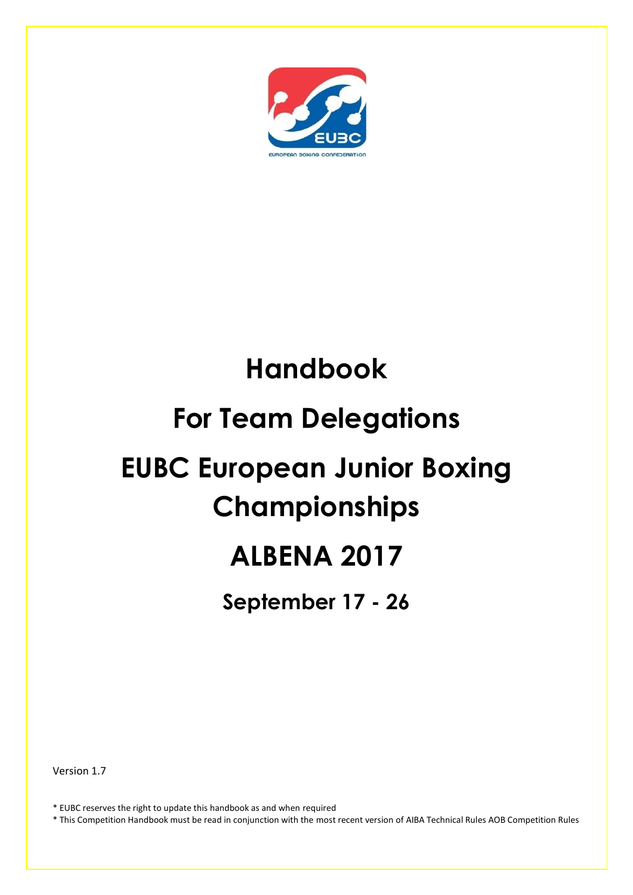# Handbook

# For Team Delegations

# EUBC European Junior Boxing Championships

# ALBENA 2017

## September 17 - 26

Version 1.7

\* EUBC reserves the right to update this handbook as and when required

\* This Competition Handbook must be read in conjunction with the most recent version of AIBA Technical Rules AOB Competition Rules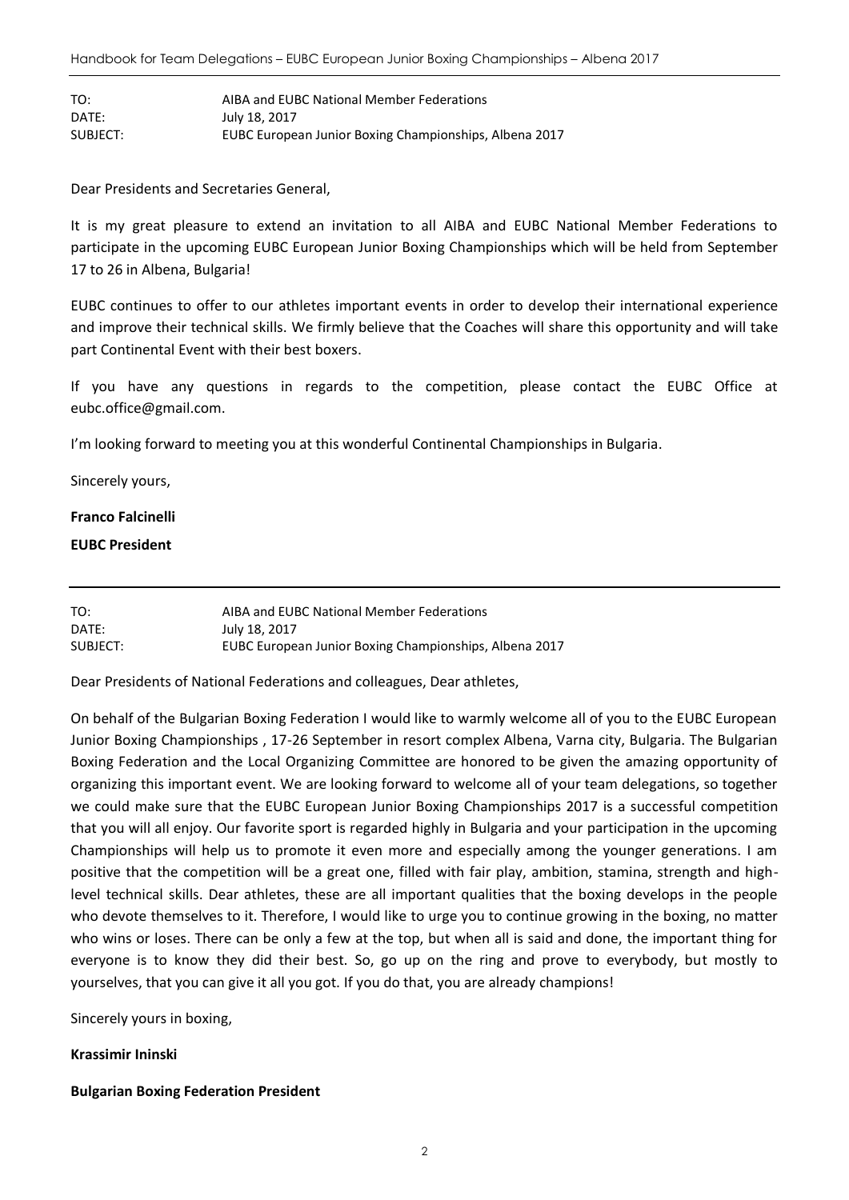| TO: | AIBA and EUBC National Member Federations |
| --- | --- |
| DATE: | July 18, 2017 |
| SUBJECT: | EUBC European Junior Boxing Championships, Albena 2017 |

Dear Presidents and Secretaries General,

It is my great pleasure to extend an invitation to all AIBA and EUBC National Member Federations to participate in the upcoming EUBC European Junior Boxing Championships which will be held from September 17 to 26 in Albena, Bulgaria!

EUBC continues to offer to our athletes important events in order to develop their international experience and improve their technical skills. We firmly believe that the Coaches will share this opportunity and will take part Continental Event with their best boxers.

If you have any questions in regards to the competition, please contact the EUBC Office at eubc.office@gmail.com.

I'm looking forward to meeting you at this wonderful Continental Championships in Bulgaria.

Sincerely yours,

**Franco Falcinelli**

**EUBC President**

---

| TO: | AIBA and EUBC National Member Federations |
| --- | --- |
| DATE: | July 18, 2017 |
| SUBJECT: | EUBC European Junior Boxing Championships, Albena 2017 |

Dear Presidents of National Federations and colleagues, Dear athletes,

On behalf of the Bulgarian Boxing Federation I would like to warmly welcome all of you to the EUBC European Junior Boxing Championships , 17-26 September in resort complex Albena, Varna city, Bulgaria. The Bulgarian Boxing Federation and the Local Organizing Committee are honored to be given the amazing opportunity of organizing this important event. We are looking forward to welcome all of your team delegations, so together we could make sure that the EUBC European Junior Boxing Championships 2017 is a successful competition that you will all enjoy. Our favorite sport is regarded highly in Bulgaria and your participation in the upcoming Championships will help us to promote it even more and especially among the younger generations. I am positive that the competition will be a great one, filled with fair play, ambition, stamina, strength and high-level technical skills. Dear athletes, these are all important qualities that the boxing develops in the people who devote themselves to it. Therefore, I would like to urge you to continue growing in the boxing, no matter who wins or loses. There can be only a few at the top, but when all is said and done, the important thing for everyone is to know they did their best. So, go up on the ring and prove to everybody, but mostly to yourselves, that you can give it all you got. If you do that, you are already champions!

Sincerely yours in boxing,

**Krassimir Ininski**

**Bulgarian Boxing Federation President**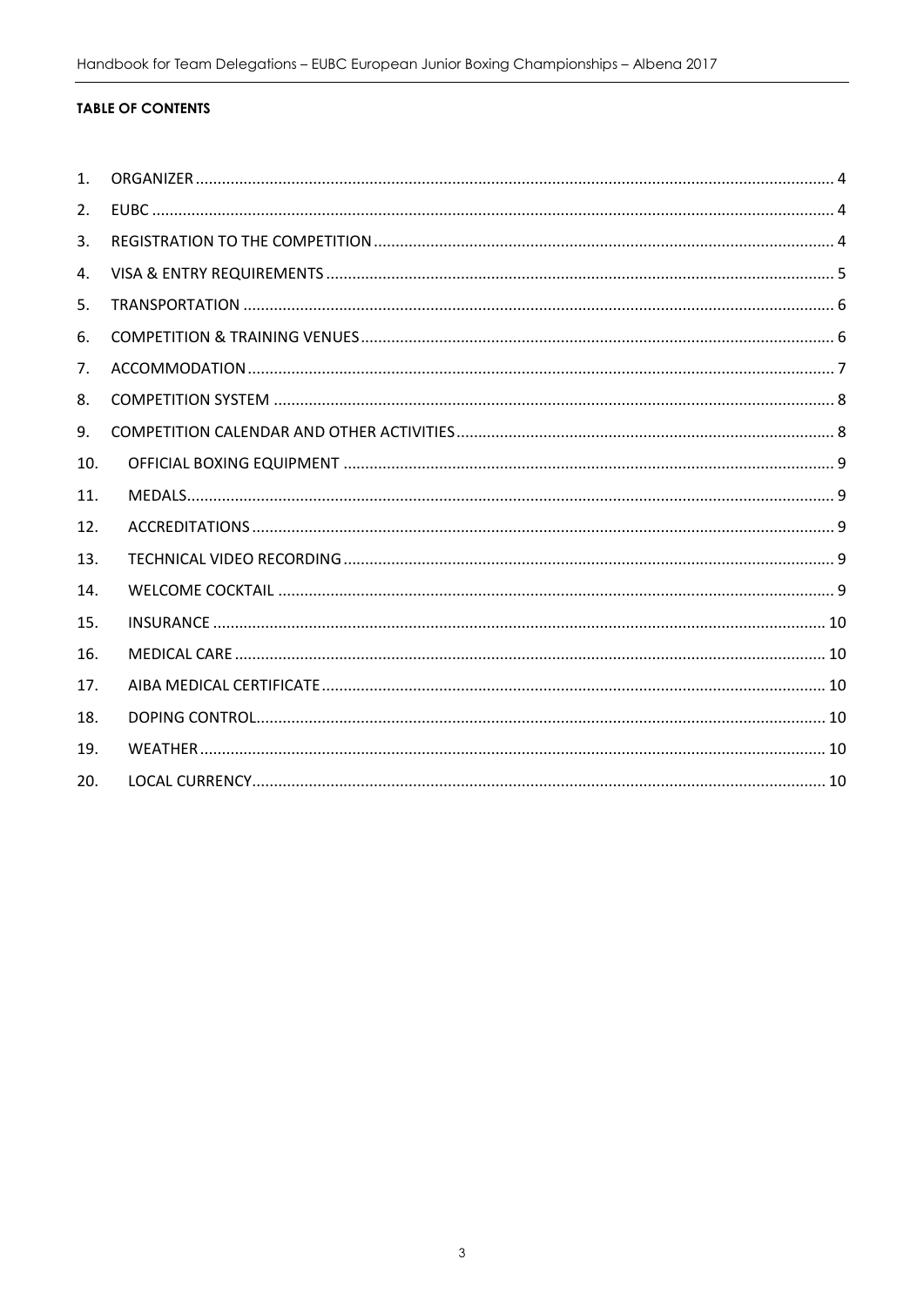**TABLE OF CONTENTS**

1. ORGANIZER ..... 4
2. EUBC ..... 4
3. REGISTRATION TO THE COMPETITION ..... 4
4. VISA & ENTRY REQUIREMENTS ..... 5
5. TRANSPORTATION ..... 6
6. COMPETITION & TRAINING VENUES ..... 6
7. ACCOMMODATION ..... 7
8. COMPETITION SYSTEM ..... 8
9. COMPETITION CALENDAR AND OTHER ACTIVITIES ..... 8
10. OFFICIAL BOXING EQUIPMENT ..... 9
11. MEDALS ..... 9
12. ACCREDITATIONS ..... 9
13. TECHNICAL VIDEO RECORDING ..... 9
14. WELCOME COCKTAIL ..... 9
15. INSURANCE ..... 10
16. MEDICAL CARE ..... 10
17. AIBA MEDICAL CERTIFICATE ..... 10
18. DOPING CONTROL ..... 10
19. WEATHER ..... 10
20. LOCAL CURRENCY ..... 10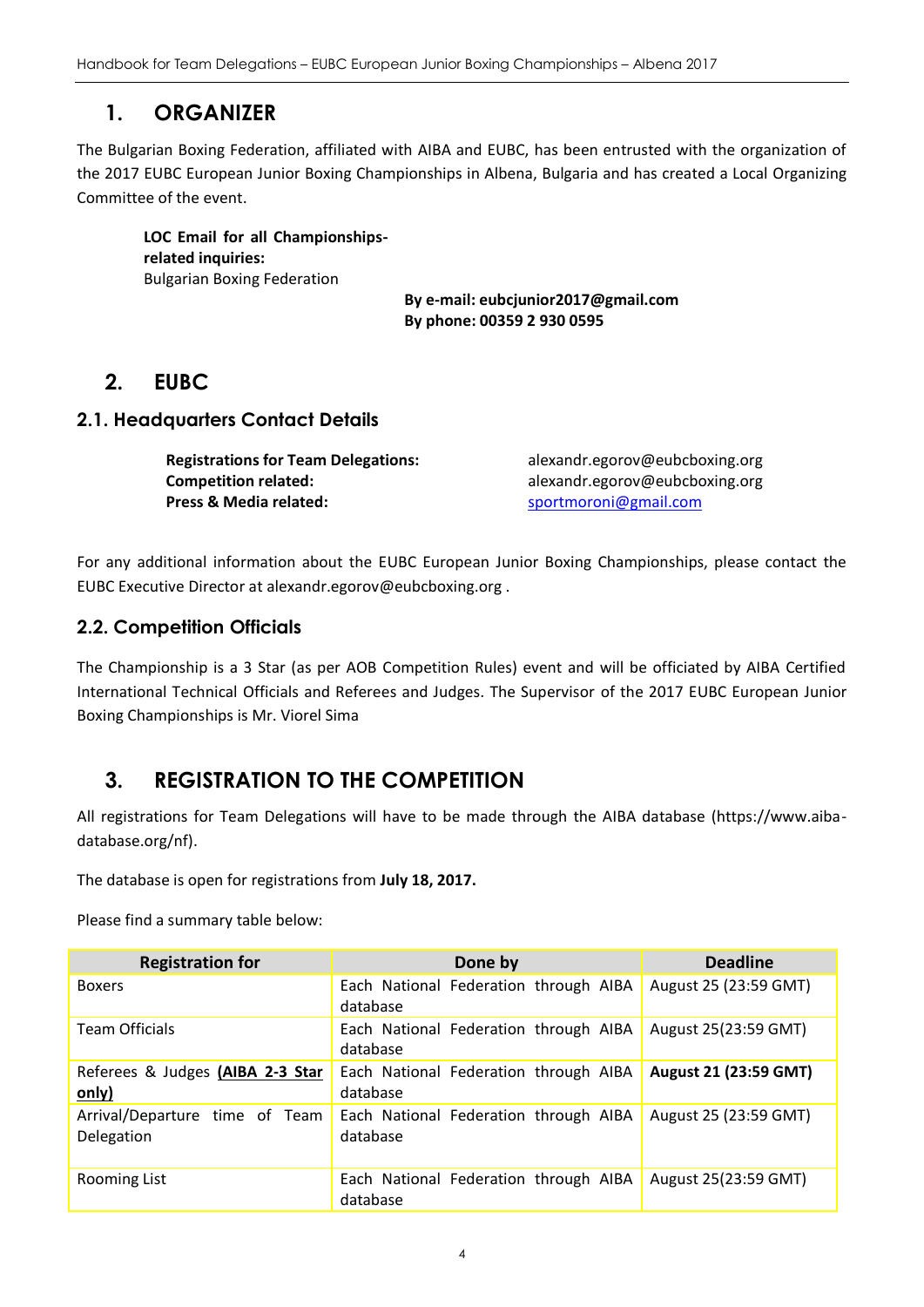## 1. ORGANIZER

The Bulgarian Boxing Federation, affiliated with AIBA and EUBC, has been entrusted with the organization of the 2017 EUBC European Junior Boxing Championships in Albena, Bulgaria and has created a Local Organizing Committee of the event.

**LOC Email for all Championships-related inquiries:**
Bulgarian Boxing Federation

**By e-mail: eubcjunior2017@gmail.com**
**By phone: 00359 2 930 0595**

## 2. EUBC

### 2.1. Headquarters Contact Details

**Registrations for Team Delegations:** alexandr.egorov@eubcboxing.org
**Competition related:** alexandr.egorov@eubcboxing.org
**Press & Media related:** sportmoroni@gmail.com

For any additional information about the EUBC European Junior Boxing Championships, please contact the EUBC Executive Director at alexandr.egorov@eubcboxing.org .

### 2.2. Competition Officials

The Championship is a 3 Star (as per AOB Competition Rules) event and will be officiated by AIBA Certified International Technical Officials and Referees and Judges. The Supervisor of the 2017 EUBC European Junior Boxing Championships is Mr. Viorel Sima

## 3. REGISTRATION TO THE COMPETITION

All registrations for Team Delegations will have to be made through the AIBA database (https://www.aiba-database.org/nf).

The database is open for registrations from **July 18, 2017.**

Please find a summary table below:

| Registration for | Done by | Deadline |
|---|---|---|
| Boxers | Each National Federation through AIBA database | August 25 (23:59 GMT) |
| Team Officials | Each National Federation through AIBA database | August 25(23:59 GMT) |
| Referees & Judges **(AIBA 2-3 Star only)** | Each National Federation through AIBA database | **August 21 (23:59 GMT)** |
| Arrival/Departure time of Team Delegation | Each National Federation through AIBA database | August 25 (23:59 GMT) |
| Rooming List | Each National Federation through AIBA database | August 25(23:59 GMT) |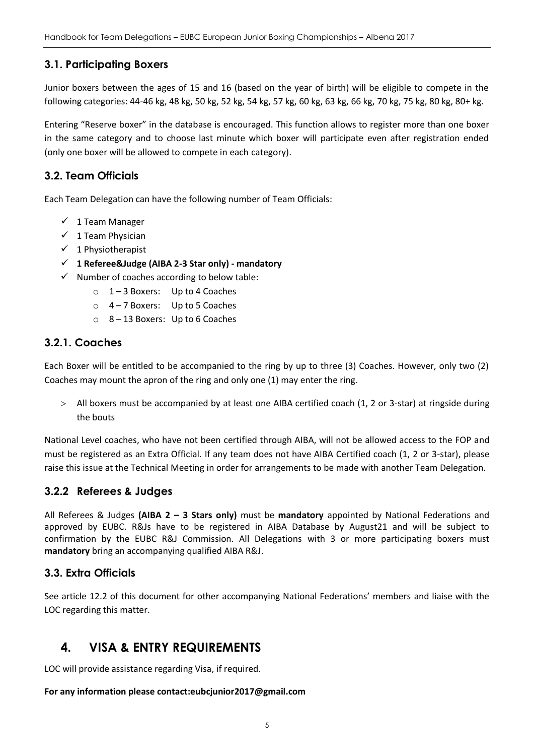## 3.1. Participating Boxers

Junior boxers between the ages of 15 and 16 (based on the year of birth) will be eligible to compete in the following categories: 44-46 kg, 48 kg, 50 kg, 52 kg, 54 kg, 57 kg, 60 kg, 63 kg, 66 kg, 70 kg, 75 kg, 80 kg, 80+ kg.

Entering "Reserve boxer" in the database is encouraged. This function allows to register more than one boxer in the same category and to choose last minute which boxer will participate even after registration ended (only one boxer will be allowed to compete in each category).

## 3.2. Team Officials

Each Team Delegation can have the following number of Team Officials:

- ✓ 1 Team Manager
- ✓ 1 Team Physician
- ✓ 1 Physiotherapist
- ✓ **1 Referee&Judge (AIBA 2-3 Star only) - mandatory**
- ✓ Number of coaches according to below table:
  - 1 – 3 Boxers: Up to 4 Coaches
  - 4 – 7 Boxers: Up to 5 Coaches
  - 8 – 13 Boxers: Up to 6 Coaches

## 3.2.1. Coaches

Each Boxer will be entitled to be accompanied to the ring by up to three (3) Coaches. However, only two (2) Coaches may mount the apron of the ring and only one (1) may enter the ring.

> All boxers must be accompanied by at least one AIBA certified coach (1, 2 or 3-star) at ringside during the bouts

National Level coaches, who have not been certified through AIBA, will not be allowed access to the FOP and must be registered as an Extra Official. If any team does not have AIBA Certified coach (1, 2 or 3-star), please raise this issue at the Technical Meeting in order for arrangements to be made with another Team Delegation.

## 3.2.2 Referees & Judges

All Referees & Judges **(AIBA 2 – 3 Stars only)** must be **mandatory** appointed by National Federations and approved by EUBC. R&Js have to be registered in AIBA Database by August21 and will be subject to confirmation by the EUBC R&J Commission. All Delegations with 3 or more participating boxers must **mandatory** bring an accompanying qualified AIBA R&J.

## 3.3. Extra Officials

See article 12.2 of this document for other accompanying National Federations' members and liaise with the LOC regarding this matter.

# 4. VISA & ENTRY REQUIREMENTS

LOC will provide assistance regarding Visa, if required.

**For any information please contact:eubcjunior2017@gmail.com**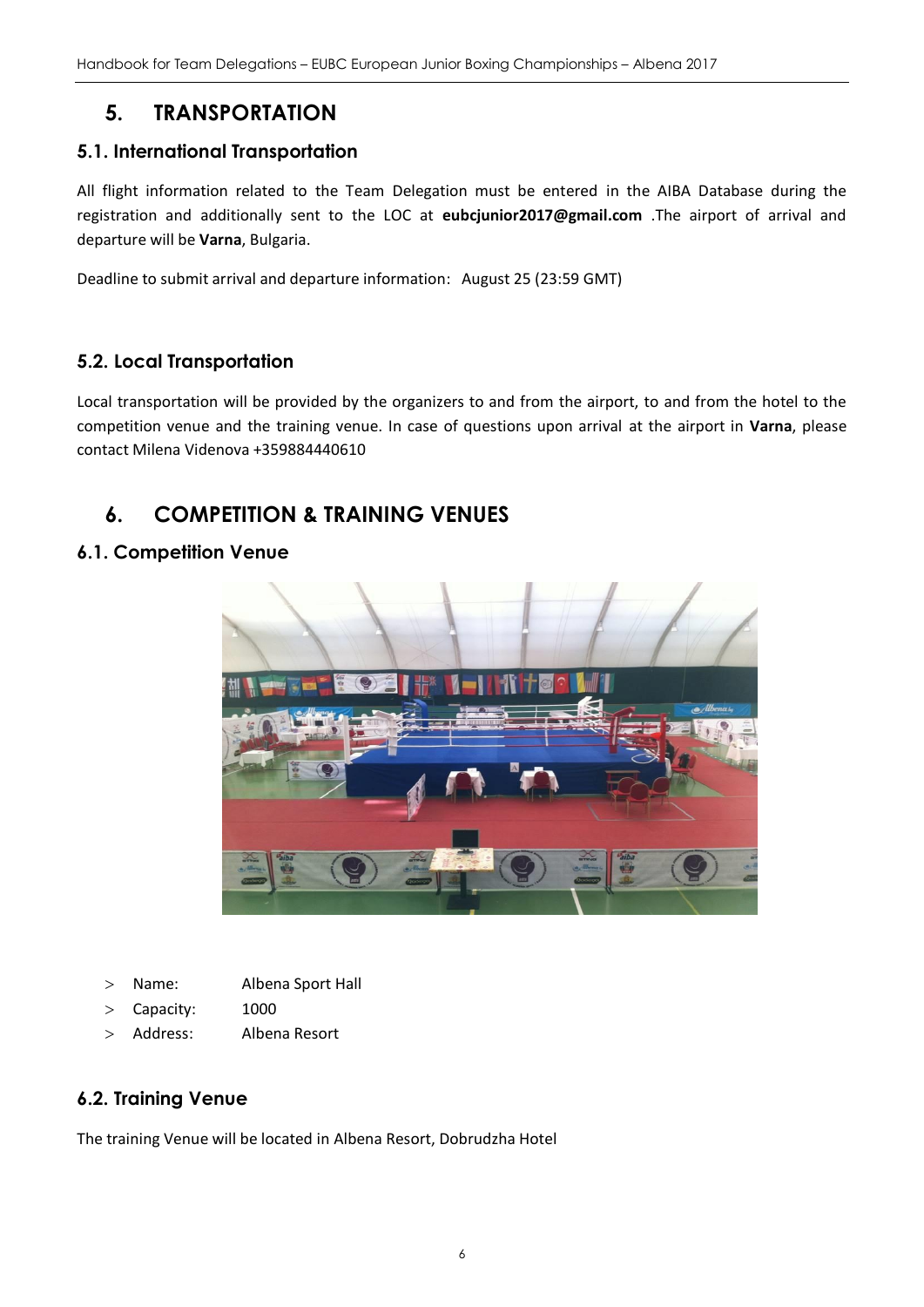# 5. TRANSPORTATION

## 5.1. International Transportation

All flight information related to the Team Delegation must be entered in the AIBA Database during the registration and additionally sent to the LOC at **eubcjunior2017@gmail.com** .The airport of arrival and departure will be **Varna**, Bulgaria.

Deadline to submit arrival and departure information: August 25 (23:59 GMT)

## 5.2. Local Transportation

Local transportation will be provided by the organizers to and from the airport, to and from the hotel to the competition venue and the training venue. In case of questions upon arrival at the airport in **Varna**, please contact Milena Videnova +359884440610

# 6. COMPETITION & TRAINING VENUES

## 6.1. Competition Venue

- Name: Albena Sport Hall
- Capacity: 1000
- Address: Albena Resort

## 6.2. Training Venue

The training Venue will be located in Albena Resort, Dobrudzha Hotel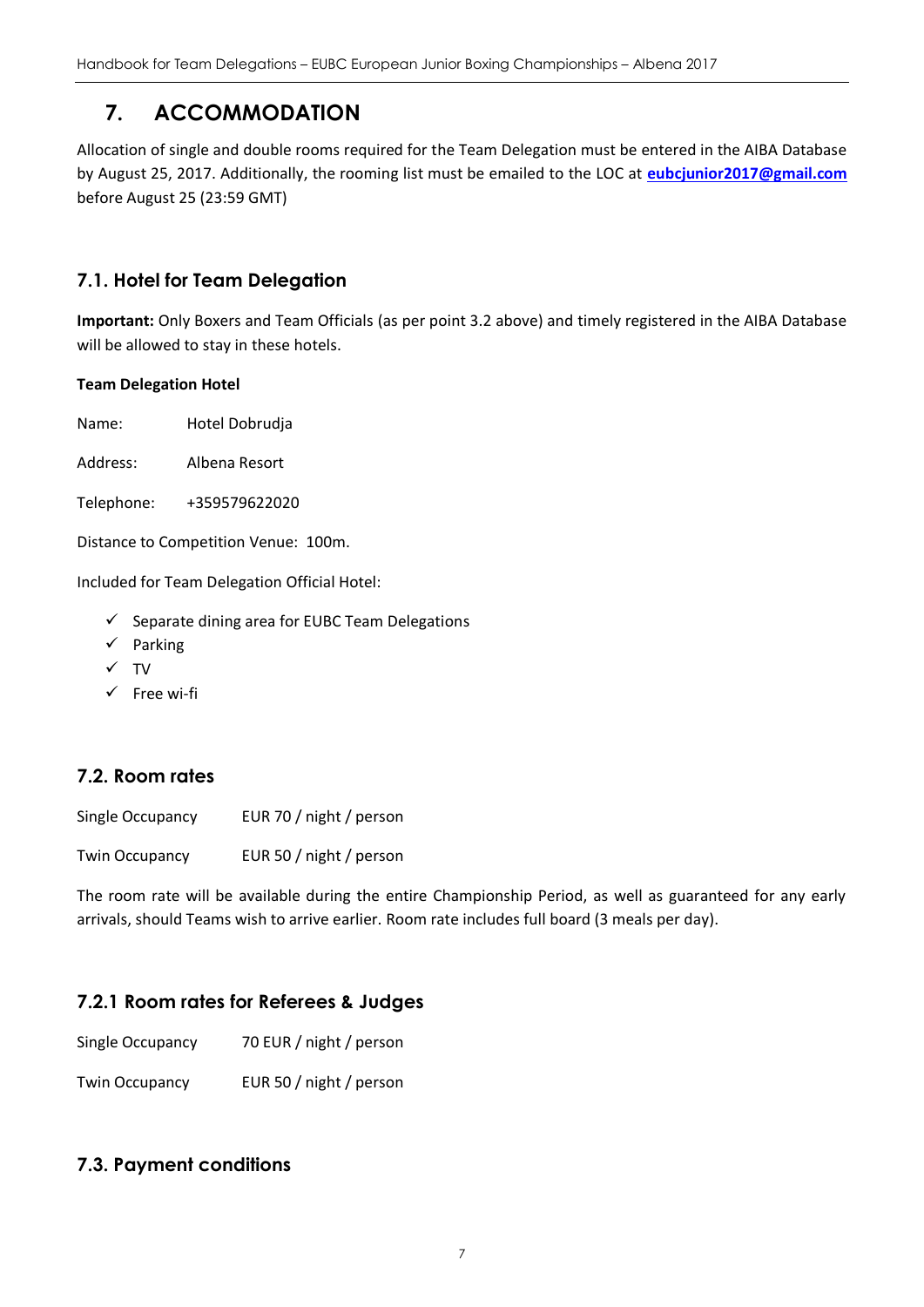# 7. ACCOMMODATION

Allocation of single and double rooms required for the Team Delegation must be entered in the AIBA Database by August 25, 2017. Additionally, the rooming list must be emailed to the LOC at **eubcjunior2017@gmail.com** before August 25 (23:59 GMT)

## 7.1. Hotel for Team Delegation

**Important:** Only Boxers and Team Officials (as per point 3.2 above) and timely registered in the AIBA Database will be allowed to stay in these hotels.

**Team Delegation Hotel**

Name: Hotel Dobrudja

Address: Albena Resort

Telephone: +359579622020

Distance to Competition Venue: 100m.

Included for Team Delegation Official Hotel:

- ✓ Separate dining area for EUBC Team Delegations
- ✓ Parking
- ✓ TV
- ✓ Free wi-fi

## 7.2. Room rates

Single Occupancy EUR 70 / night / person

Twin Occupancy EUR 50 / night / person

The room rate will be available during the entire Championship Period, as well as guaranteed for any early arrivals, should Teams wish to arrive earlier. Room rate includes full board (3 meals per day).

### 7.2.1 Room rates for Referees & Judges

Single Occupancy 70 EUR / night / person

Twin Occupancy EUR 50 / night / person

## 7.3. Payment conditions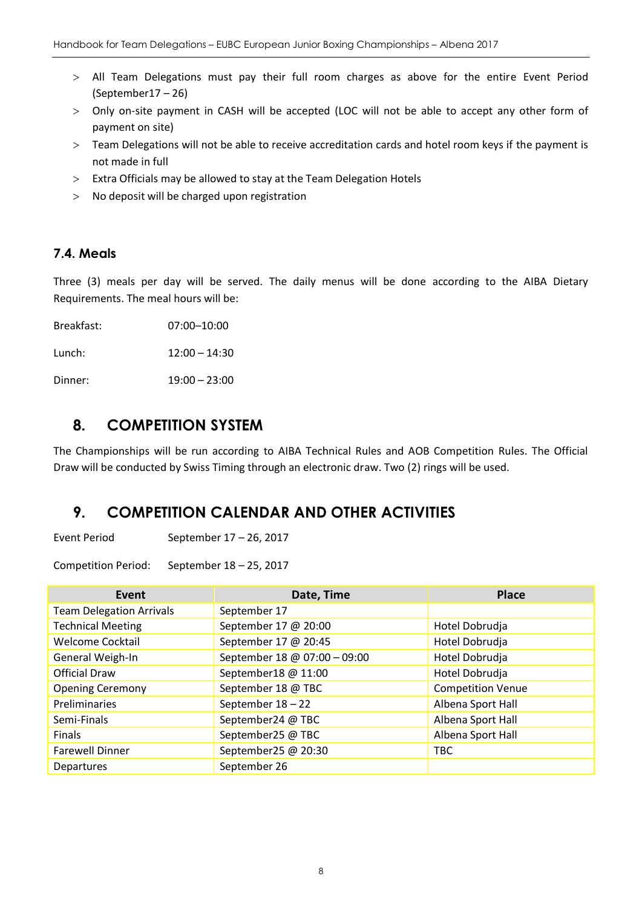- All Team Delegations must pay their full room charges as above for the entire Event Period (September17 – 26)
- Only on-site payment in CASH will be accepted (LOC will not be able to accept any other form of payment on site)
- Team Delegations will not be able to receive accreditation cards and hotel room keys if the payment is not made in full
- Extra Officials may be allowed to stay at the Team Delegation Hotels
- No deposit will be charged upon registration

### 7.4. Meals

Three (3) meals per day will be served. The daily menus will be done according to the AIBA Dietary Requirements. The meal hours will be:

Breakfast: 07:00–10:00

Lunch: 12:00 – 14:30

Dinner: 19:00 – 23:00

## 8. COMPETITION SYSTEM

The Championships will be run according to AIBA Technical Rules and AOB Competition Rules. The Official Draw will be conducted by Swiss Timing through an electronic draw. Two (2) rings will be used.

## 9. COMPETITION CALENDAR AND OTHER ACTIVITIES

Event Period September 17 – 26, 2017

Competition Period: September 18 – 25, 2017

| Event | Date, Time | Place |
|---|---|---|
| Team Delegation Arrivals | September 17 | |
| Technical Meeting | September 17 @ 20:00 | Hotel Dobrudja |
| Welcome Cocktail | September 17 @ 20:45 | Hotel Dobrudja |
| General Weigh-In | September 18 @ 07:00 – 09:00 | Hotel Dobrudja |
| Official Draw | September18 @ 11:00 | Hotel Dobrudja |
| Opening Ceremony | September 18 @ TBC | Competition Venue |
| Preliminaries | September 18 – 22 | Albena Sport Hall |
| Semi-Finals | September24 @ TBC | Albena Sport Hall |
| Finals | September25 @ TBC | Albena Sport Hall |
| Farewell Dinner | September25 @ 20:30 | TBC |
| Departures | September 26 | |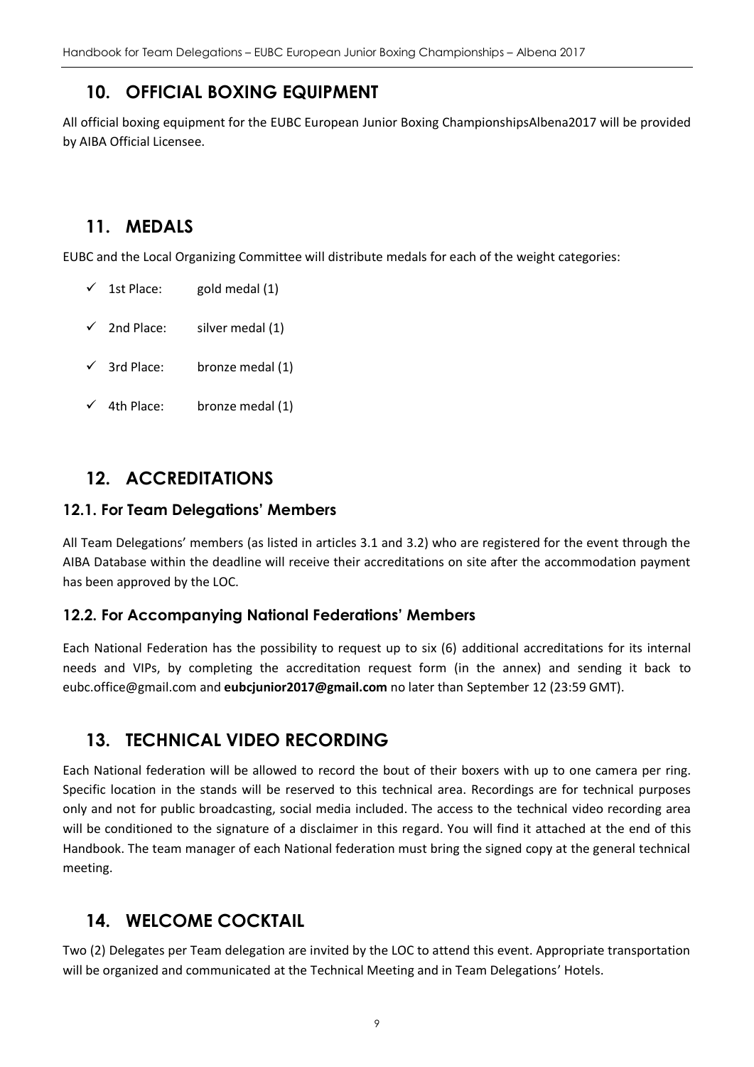## 10. OFFICIAL BOXING EQUIPMENT

All official boxing equipment for the EUBC European Junior Boxing ChampionshipsAlbena2017 will be provided by AIBA Official Licensee.

## 11. MEDALS

EUBC and the Local Organizing Committee will distribute medals for each of the weight categories:

- ✓ 1st Place: gold medal (1)
- ✓ 2nd Place: silver medal (1)
- ✓ 3rd Place: bronze medal (1)
- ✓ 4th Place: bronze medal (1)

## 12. ACCREDITATIONS

### 12.1. For Team Delegations' Members

All Team Delegations' members (as listed in articles 3.1 and 3.2) who are registered for the event through the AIBA Database within the deadline will receive their accreditations on site after the accommodation payment has been approved by the LOC.

### 12.2. For Accompanying National Federations' Members

Each National Federation has the possibility to request up to six (6) additional accreditations for its internal needs and VIPs, by completing the accreditation request form (in the annex) and sending it back to eubc.office@gmail.com and **eubcjunior2017@gmail.com** no later than September 12 (23:59 GMT).

## 13. TECHNICAL VIDEO RECORDING

Each National federation will be allowed to record the bout of their boxers with up to one camera per ring. Specific location in the stands will be reserved to this technical area. Recordings are for technical purposes only and not for public broadcasting, social media included. The access to the technical video recording area will be conditioned to the signature of a disclaimer in this regard. You will find it attached at the end of this Handbook. The team manager of each National federation must bring the signed copy at the general technical meeting.

## 14. WELCOME COCKTAIL

Two (2) Delegates per Team delegation are invited by the LOC to attend this event. Appropriate transportation will be organized and communicated at the Technical Meeting and in Team Delegations' Hotels.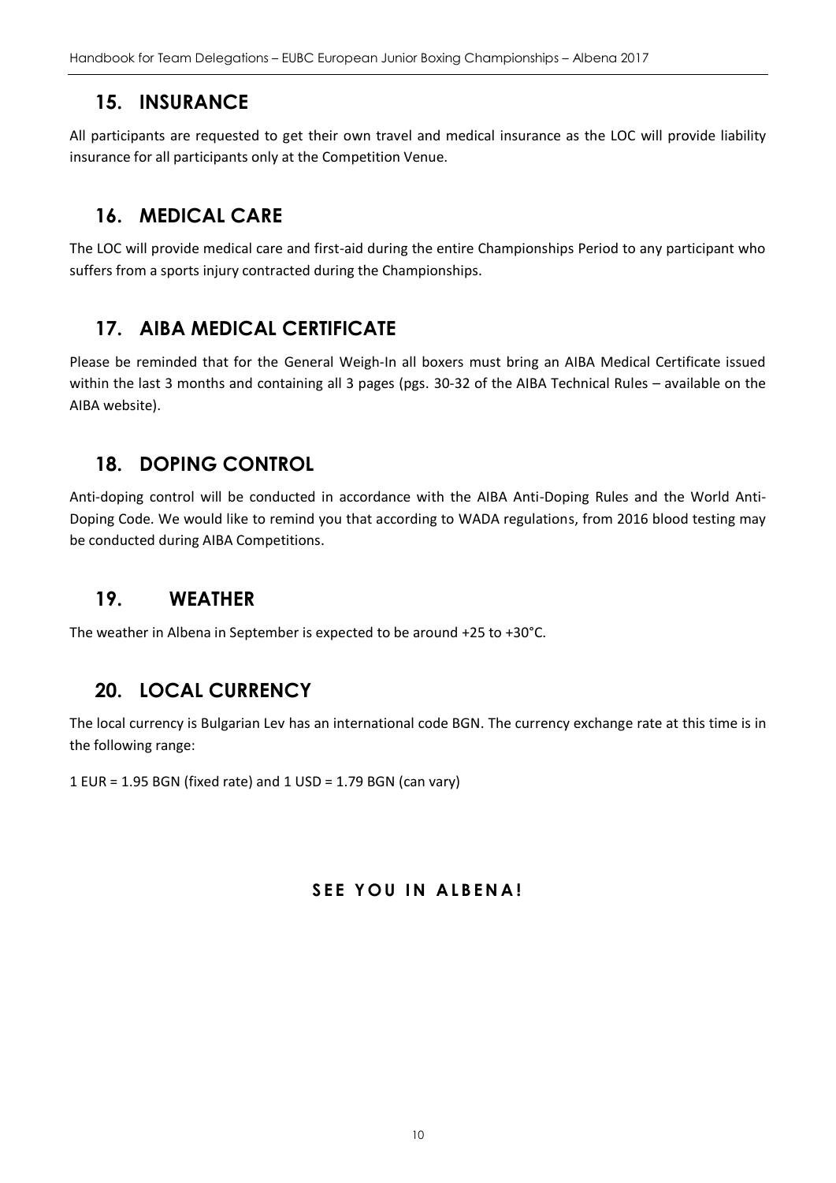## 15. INSURANCE

All participants are requested to get their own travel and medical insurance as the LOC will provide liability insurance for all participants only at the Competition Venue.

## 16. MEDICAL CARE

The LOC will provide medical care and first-aid during the entire Championships Period to any participant who suffers from a sports injury contracted during the Championships.

## 17. AIBA MEDICAL CERTIFICATE

Please be reminded that for the General Weigh-In all boxers must bring an AIBA Medical Certificate issued within the last 3 months and containing all 3 pages (pgs. 30-32 of the AIBA Technical Rules – available on the AIBA website).

## 18. DOPING CONTROL

Anti-doping control will be conducted in accordance with the AIBA Anti-Doping Rules and the World Anti-Doping Code. We would like to remind you that according to WADA regulations, from 2016 blood testing may be conducted during AIBA Competitions.

## 19. WEATHER

The weather in Albena in September is expected to be around +25 to +30°C.

## 20. LOCAL CURRENCY

The local currency is Bulgarian Lev has an international code BGN. The currency exchange rate at this time is in the following range:

1 EUR = 1.95 BGN (fixed rate) and 1 USD = 1.79 BGN (can vary)

**SEE YOU IN ALBENA!**